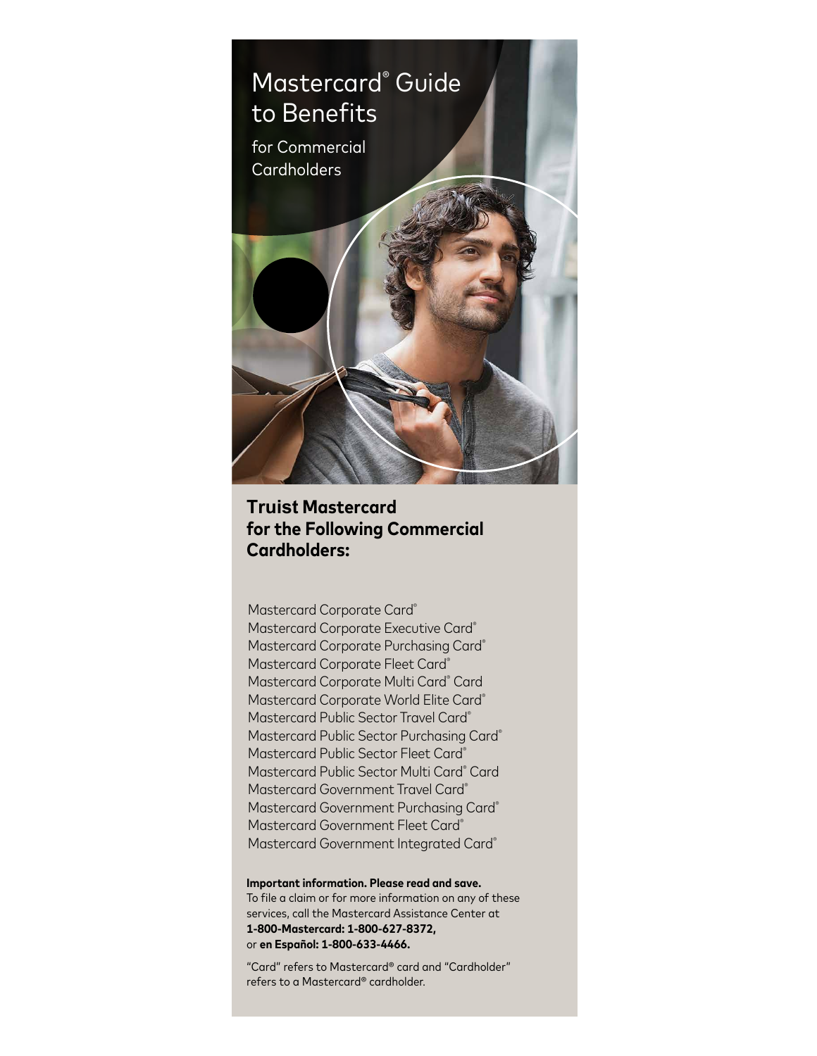# Mastercard® Guide to Benefits

for Commercial Cardholders

## Truist Mastercard for the Following Commercial Cardholders:

Mastercard Corporate Card®
Mastercard Corporate Executive Card®
Mastercard Corporate Purchasing Card®
Mastercard Corporate Fleet Card®
Mastercard Corporate Multi Card® Card
Mastercard Corporate World Elite Card®
Mastercard Public Sector Travel Card®
Mastercard Public Sector Purchasing Card®
Mastercard Public Sector Fleet Card®
Mastercard Public Sector Multi Card® Card
Mastercard Government Travel Card®
Mastercard Government Purchasing Card®
Mastercard Government Fleet Card®
Mastercard Government Integrated Card®

**Important information. Please read and save.**
To file a claim or for more information on any of these services, call the Mastercard Assistance Center at **1-800-Mastercard: 1-800-627-8372,** or **en Español: 1-800-633-4466.**

"Card" refers to Mastercard® card and "Cardholder" refers to a Mastercard® cardholder.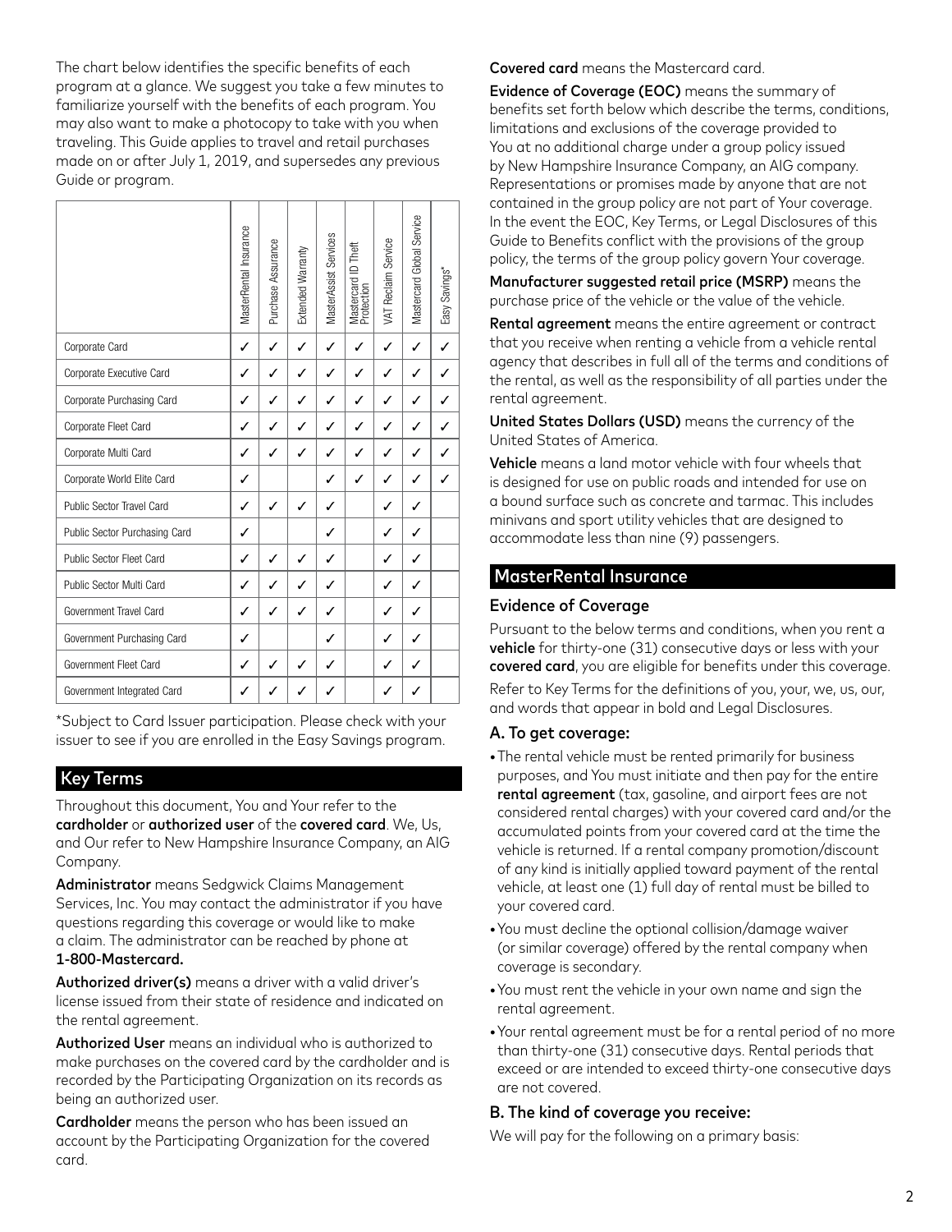The chart below identifies the specific benefits of each program at a glance. We suggest you take a few minutes to familiarize yourself with the benefits of each program. You may also want to make a photocopy to take with you when traveling. This Guide applies to travel and retail purchases made on or after July 1, 2019, and supersedes any previous Guide or program.

| | MasterRental Insurance | Purchase Assurance | Extended Warranty | MasterAssist Services | Mastercard ID Theft Protection | VAT Reclaim Service | Mastercard Global Service | Easy Savings* |
|---|---|---|---|---|---|---|---|---|
| Corporate Card | ✓ | ✓ | ✓ | ✓ | ✓ | ✓ | ✓ | ✓ |
| Corporate Executive Card | ✓ | ✓ | ✓ | ✓ | ✓ | ✓ | ✓ | ✓ |
| Corporate Purchasing Card | ✓ | ✓ | ✓ | ✓ | ✓ | ✓ | ✓ | ✓ |
| Corporate Fleet Card | ✓ | ✓ | ✓ | ✓ | ✓ | ✓ | ✓ | ✓ |
| Corporate Multi Card | ✓ | ✓ | ✓ | ✓ | ✓ | ✓ | ✓ | ✓ |
| Corporate World Elite Card | ✓ | | | ✓ | ✓ | ✓ | ✓ | ✓ |
| Public Sector Travel Card | ✓ | ✓ | ✓ | ✓ | | ✓ | ✓ | |
| Public Sector Purchasing Card | ✓ | | | ✓ | | ✓ | ✓ | |
| Public Sector Fleet Card | ✓ | ✓ | ✓ | ✓ | | ✓ | ✓ | |
| Public Sector Multi Card | ✓ | ✓ | ✓ | ✓ | | ✓ | ✓ | |
| Government Travel Card | ✓ | ✓ | ✓ | ✓ | | ✓ | ✓ | |
| Government Purchasing Card | ✓ | | | ✓ | | ✓ | ✓ | |
| Government Fleet Card | ✓ | ✓ | ✓ | ✓ | | ✓ | ✓ | |
| Government Integrated Card | ✓ | ✓ | ✓ | ✓ | | ✓ | ✓ | |

*Subject to Card Issuer participation. Please check with your issuer to see if you are enrolled in the Easy Savings program.

## Key Terms

Throughout this document, You and Your refer to the **cardholder** or **authorized user** of the **covered card**. We, Us, and Our refer to New Hampshire Insurance Company, an AIG Company.

**Administrator** means Sedgwick Claims Management Services, Inc. You may contact the administrator if you have questions regarding this coverage or would like to make a claim. The administrator can be reached by phone at **1-800-Mastercard.**

**Authorized driver(s)** means a driver with a valid driver's license issued from their state of residence and indicated on the rental agreement.

**Authorized User** means an individual who is authorized to make purchases on the covered card by the cardholder and is recorded by the Participating Organization on its records as being an authorized user.

**Cardholder** means the person who has been issued an account by the Participating Organization for the covered card.

**Covered card** means the Mastercard card.

**Evidence of Coverage (EOC)** means the summary of benefits set forth below which describe the terms, conditions, limitations and exclusions of the coverage provided to You at no additional charge under a group policy issued by New Hampshire Insurance Company, an AIG company. Representations or promises made by anyone that are not contained in the group policy are not part of Your coverage. In the event the EOC, Key Terms, or Legal Disclosures of this Guide to Benefits conflict with the provisions of the group policy, the terms of the group policy govern Your coverage.

**Manufacturer suggested retail price (MSRP)** means the purchase price of the vehicle or the value of the vehicle.

**Rental agreement** means the entire agreement or contract that you receive when renting a vehicle from a vehicle rental agency that describes in full all of the terms and conditions of the rental, as well as the responsibility of all parties under the rental agreement.

**United States Dollars (USD)** means the currency of the United States of America.

**Vehicle** means a land motor vehicle with four wheels that is designed for use on public roads and intended for use on a bound surface such as concrete and tarmac. This includes minivans and sport utility vehicles that are designed to accommodate less than nine (9) passengers.

## MasterRental Insurance

### Evidence of Coverage

Pursuant to the below terms and conditions, when you rent a **vehicle** for thirty-one (31) consecutive days or less with your **covered card**, you are eligible for benefits under this coverage.

Refer to Key Terms for the definitions of you, your, we, us, our, and words that appear in bold and Legal Disclosures.

### A. To get coverage:

- The rental vehicle must be rented primarily for business purposes, and You must initiate and then pay for the entire **rental agreement** (tax, gasoline, and airport fees are not considered rental charges) with your covered card and/or the accumulated points from your covered card at the time the vehicle is returned. If a rental company promotion/discount of any kind is initially applied toward payment of the rental vehicle, at least one (1) full day of rental must be billed to your covered card.
- You must decline the optional collision/damage waiver (or similar coverage) offered by the rental company when coverage is secondary.
- You must rent the vehicle in your own name and sign the rental agreement.
- Your rental agreement must be for a rental period of no more than thirty-one (31) consecutive days. Rental periods that exceed or are intended to exceed thirty-one consecutive days are not covered.

### B. The kind of coverage you receive:

We will pay for the following on a primary basis: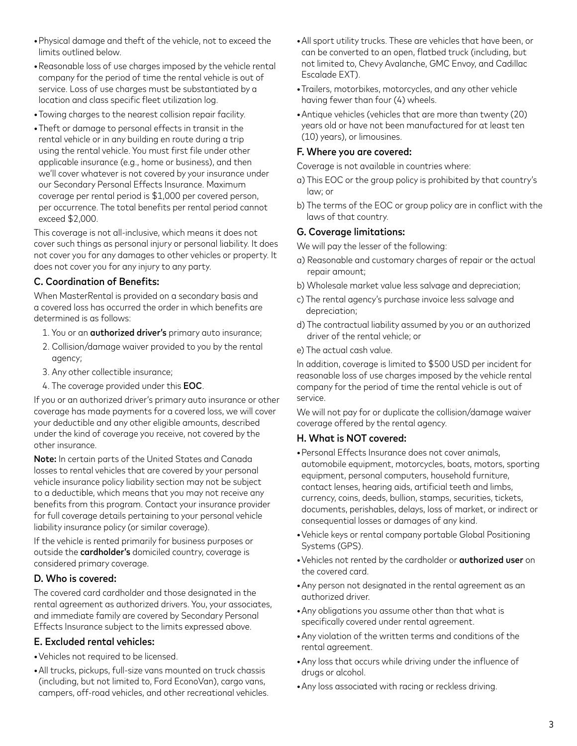- Physical damage and theft of the vehicle, not to exceed the limits outlined below.
- Reasonable loss of use charges imposed by the vehicle rental company for the period of time the rental vehicle is out of service. Loss of use charges must be substantiated by a location and class specific fleet utilization log.
- Towing charges to the nearest collision repair facility.
- Theft or damage to personal effects in transit in the rental vehicle or in any building en route during a trip using the rental vehicle. You must first file under other applicable insurance (e.g., home or business), and then we'll cover whatever is not covered by your insurance under our Secondary Personal Effects Insurance. Maximum coverage per rental period is $1,000 per covered person, per occurrence. The total benefits per rental period cannot exceed $2,000.

This coverage is not all-inclusive, which means it does not cover such things as personal injury or personal liability. It does not cover you for any damages to other vehicles or property. It does not cover you for any injury to any party.

### C. Coordination of Benefits:

When MasterRental is provided on a secondary basis and a covered loss has occurred the order in which benefits are determined is as follows:

1. You or an **authorized driver's** primary auto insurance;
2. Collision/damage waiver provided to you by the rental agency;
3. Any other collectible insurance;
4. The coverage provided under this **EOC**.

If you or an authorized driver's primary auto insurance or other coverage has made payments for a covered loss, we will cover your deductible and any other eligible amounts, described under the kind of coverage you receive, not covered by the other insurance.

**Note:** In certain parts of the United States and Canada losses to rental vehicles that are covered by your personal vehicle insurance policy liability section may not be subject to a deductible, which means that you may not receive any benefits from this program. Contact your insurance provider for full coverage details pertaining to your personal vehicle liability insurance policy (or similar coverage).

If the vehicle is rented primarily for business purposes or outside the **cardholder's** domiciled country, coverage is considered primary coverage.

### D. Who is covered:

The covered card cardholder and those designated in the rental agreement as authorized drivers. You, your associates, and immediate family are covered by Secondary Personal Effects Insurance subject to the limits expressed above.

### E. Excluded rental vehicles:

- Vehicles not required to be licensed.
- All trucks, pickups, full-size vans mounted on truck chassis (including, but not limited to, Ford EconoVan), cargo vans, campers, off-road vehicles, and other recreational vehicles.
- All sport utility trucks. These are vehicles that have been, or can be converted to an open, flatbed truck (including, but not limited to, Chevy Avalanche, GMC Envoy, and Cadillac Escalade EXT).
- Trailers, motorbikes, motorcycles, and any other vehicle having fewer than four (4) wheels.
- Antique vehicles (vehicles that are more than twenty (20) years old or have not been manufactured for at least ten (10) years), or limousines.

### F. Where you are covered:

Coverage is not available in countries where:

a) This EOC or the group policy is prohibited by that country's law; or

b) The terms of the EOC or group policy are in conflict with the laws of that country.

### G. Coverage limitations:

We will pay the lesser of the following:

a) Reasonable and customary charges of repair or the actual repair amount;

b) Wholesale market value less salvage and depreciation;

c) The rental agency's purchase invoice less salvage and depreciation;

d) The contractual liability assumed by you or an authorized driver of the rental vehicle; or

e) The actual cash value.

In addition, coverage is limited to $500 USD per incident for reasonable loss of use charges imposed by the vehicle rental company for the period of time the rental vehicle is out of service.

We will not pay for or duplicate the collision/damage waiver coverage offered by the rental agency.

### H. What is NOT covered:

- Personal Effects Insurance does not cover animals, automobile equipment, motorcycles, boats, motors, sporting equipment, personal computers, household furniture, contact lenses, hearing aids, artificial teeth and limbs, currency, coins, deeds, bullion, stamps, securities, tickets, documents, perishables, delays, loss of market, or indirect or consequential losses or damages of any kind.
- Vehicle keys or rental company portable Global Positioning Systems (GPS).
- Vehicles not rented by the cardholder or **authorized user** on the covered card.
- Any person not designated in the rental agreement as an authorized driver.
- Any obligations you assume other than that what is specifically covered under rental agreement.
- Any violation of the written terms and conditions of the rental agreement.
- Any loss that occurs while driving under the influence of drugs or alcohol.
- Any loss associated with racing or reckless driving.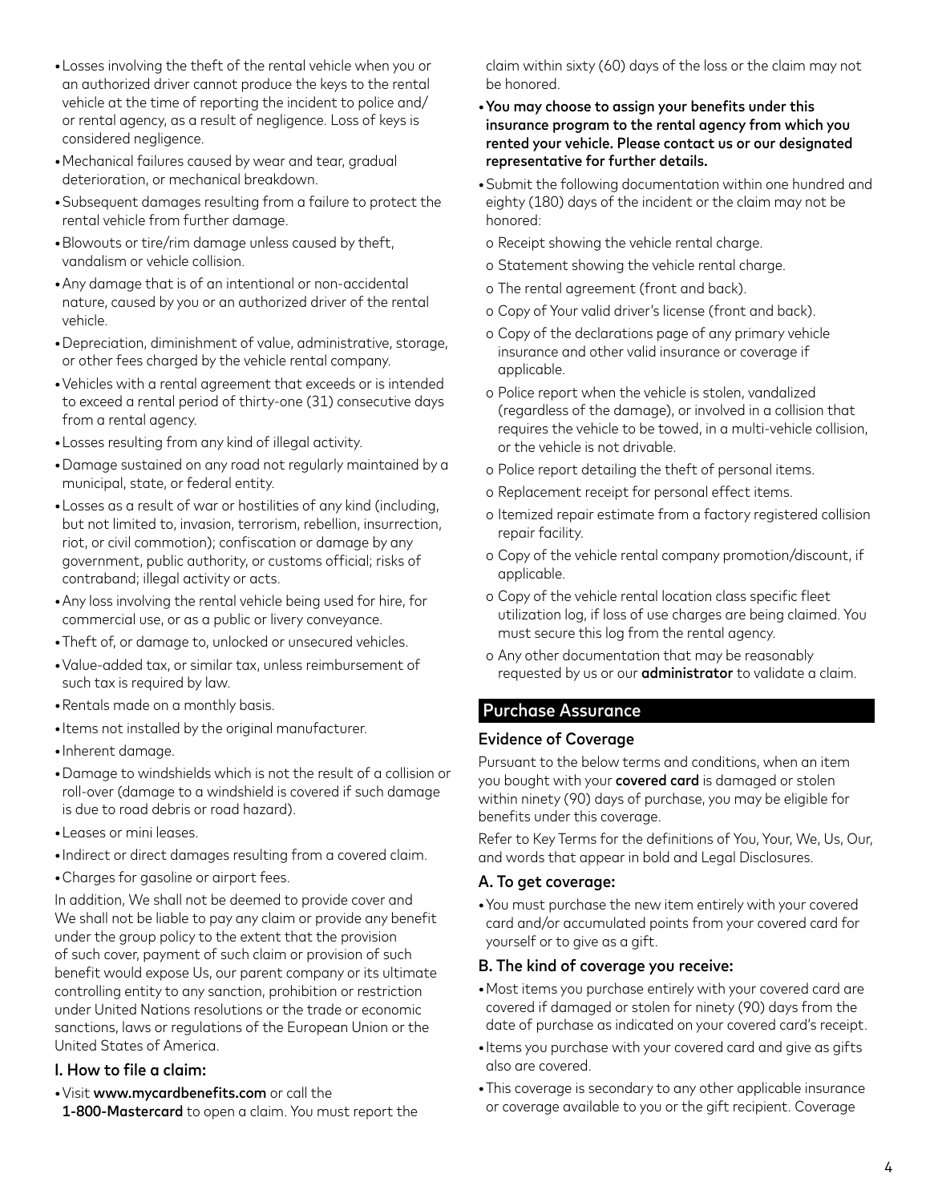- Losses involving the theft of the rental vehicle when you or an authorized driver cannot produce the keys to the rental vehicle at the time of reporting the incident to police and/or rental agency, as a result of negligence. Loss of keys is considered negligence.
- Mechanical failures caused by wear and tear, gradual deterioration, or mechanical breakdown.
- Subsequent damages resulting from a failure to protect the rental vehicle from further damage.
- Blowouts or tire/rim damage unless caused by theft, vandalism or vehicle collision.
- Any damage that is of an intentional or non-accidental nature, caused by you or an authorized driver of the rental vehicle.
- Depreciation, diminishment of value, administrative, storage, or other fees charged by the vehicle rental company.
- Vehicles with a rental agreement that exceeds or is intended to exceed a rental period of thirty-one (31) consecutive days from a rental agency.
- Losses resulting from any kind of illegal activity.
- Damage sustained on any road not regularly maintained by a municipal, state, or federal entity.
- Losses as a result of war or hostilities of any kind (including, but not limited to, invasion, terrorism, rebellion, insurrection, riot, or civil commotion); confiscation or damage by any government, public authority, or customs official; risks of contraband; illegal activity or acts.
- Any loss involving the rental vehicle being used for hire, for commercial use, or as a public or livery conveyance.
- Theft of, or damage to, unlocked or unsecured vehicles.
- Value-added tax, or similar tax, unless reimbursement of such tax is required by law.
- Rentals made on a monthly basis.
- Items not installed by the original manufacturer.
- Inherent damage.
- Damage to windshields which is not the result of a collision or roll-over (damage to a windshield is covered if such damage is due to road debris or road hazard).
- Leases or mini leases.
- Indirect or direct damages resulting from a covered claim.
- Charges for gasoline or airport fees.

In addition, We shall not be deemed to provide cover and We shall not be liable to pay any claim or provide any benefit under the group policy to the extent that the provision of such cover, payment of such claim or provision of such benefit would expose Us, our parent company or its ultimate controlling entity to any sanction, prohibition or restriction under United Nations resolutions or the trade or economic sanctions, laws or regulations of the European Union or the United States of America.

### I. How to file a claim:

- Visit **www.mycardbenefits.com** or call the **1-800-Mastercard** to open a claim. You must report the claim within sixty (60) days of the loss or the claim may not be honored.
- **You may choose to assign your benefits under this insurance program to the rental agency from which you rented your vehicle. Please contact us or our designated representative for further details.**
- Submit the following documentation within one hundred and eighty (180) days of the incident or the claim may not be honored:
  - o Receipt showing the vehicle rental charge.
  - o Statement showing the vehicle rental charge.
  - o The rental agreement (front and back).
  - o Copy of Your valid driver's license (front and back).
  - o Copy of the declarations page of any primary vehicle insurance and other valid insurance or coverage if applicable.
  - o Police report when the vehicle is stolen, vandalized (regardless of the damage), or involved in a collision that requires the vehicle to be towed, in a multi-vehicle collision, or the vehicle is not drivable.
  - o Police report detailing the theft of personal items.
  - o Replacement receipt for personal effect items.
  - o Itemized repair estimate from a factory registered collision repair facility.
  - o Copy of the vehicle rental company promotion/discount, if applicable.
  - o Copy of the vehicle rental location class specific fleet utilization log, if loss of use charges are being claimed. You must secure this log from the rental agency.
  - o Any other documentation that may be reasonably requested by us or our **administrator** to validate a claim.

## Purchase Assurance

### Evidence of Coverage

Pursuant to the below terms and conditions, when an item you bought with your **covered card** is damaged or stolen within ninety (90) days of purchase, you may be eligible for benefits under this coverage.

Refer to Key Terms for the definitions of You, Your, We, Us, Our, and words that appear in bold and Legal Disclosures.

### A. To get coverage:

- You must purchase the new item entirely with your covered card and/or accumulated points from your covered card for yourself or to give as a gift.

### B. The kind of coverage you receive:

- Most items you purchase entirely with your covered card are covered if damaged or stolen for ninety (90) days from the date of purchase as indicated on your covered card's receipt.
- Items you purchase with your covered card and give as gifts also are covered.
- This coverage is secondary to any other applicable insurance or coverage available to you or the gift recipient. Coverage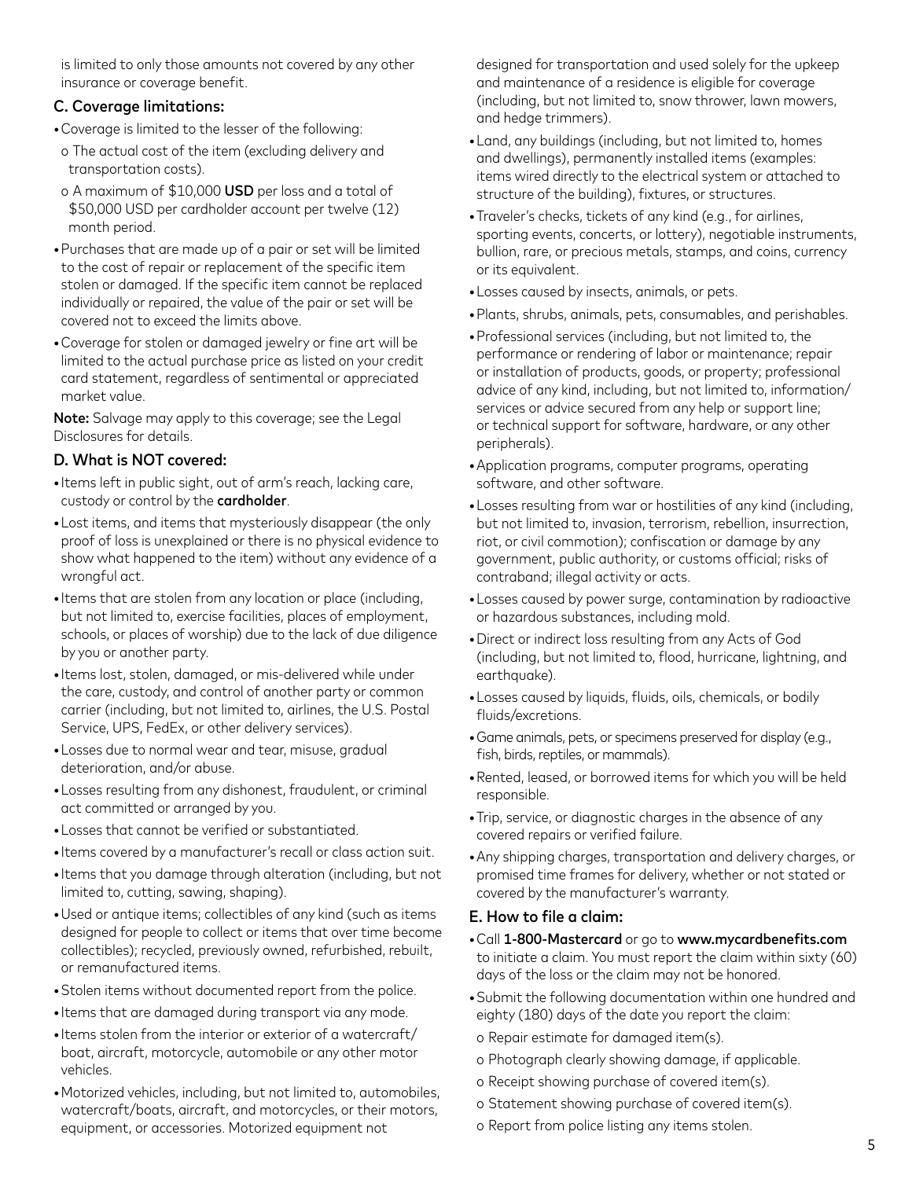is limited to only those amounts not covered by any other insurance or coverage benefit.

### C. Coverage limitations:

- Coverage is limited to the lesser of the following:
  - o The actual cost of the item (excluding delivery and transportation costs).
  - o A maximum of $10,000 **USD** per loss and a total of $50,000 USD per cardholder account per twelve (12) month period.
- Purchases that are made up of a pair or set will be limited to the cost of repair or replacement of the specific item stolen or damaged. If the specific item cannot be replaced individually or repaired, the value of the pair or set will be covered not to exceed the limits above.
- Coverage for stolen or damaged jewelry or fine art will be limited to the actual purchase price as listed on your credit card statement, regardless of sentimental or appreciated market value.

**Note:** Salvage may apply to this coverage; see the Legal Disclosures for details.

### D. What is NOT covered:

- Items left in public sight, out of arm's reach, lacking care, custody or control by the **cardholder**.
- Lost items, and items that mysteriously disappear (the only proof of loss is unexplained or there is no physical evidence to show what happened to the item) without any evidence of a wrongful act.
- Items that are stolen from any location or place (including, but not limited to, exercise facilities, places of employment, schools, or places of worship) due to the lack of due diligence by you or another party.
- Items lost, stolen, damaged, or mis-delivered while under the care, custody, and control of another party or common carrier (including, but not limited to, airlines, the U.S. Postal Service, UPS, FedEx, or other delivery services).
- Losses due to normal wear and tear, misuse, gradual deterioration, and/or abuse.
- Losses resulting from any dishonest, fraudulent, or criminal act committed or arranged by you.
- Losses that cannot be verified or substantiated.
- Items covered by a manufacturer's recall or class action suit.
- Items that you damage through alteration (including, but not limited to, cutting, sawing, shaping).
- Used or antique items; collectibles of any kind (such as items designed for people to collect or items that over time become collectibles); recycled, previously owned, refurbished, rebuilt, or remanufactured items.
- Stolen items without documented report from the police.
- Items that are damaged during transport via any mode.
- Items stolen from the interior or exterior of a watercraft/boat, aircraft, motorcycle, automobile or any other motor vehicles.
- Motorized vehicles, including, but not limited to, automobiles, watercraft/boats, aircraft, and motorcycles, or their motors, equipment, or accessories. Motorized equipment not designed for transportation and used solely for the upkeep and maintenance of a residence is eligible for coverage (including, but not limited to, snow thrower, lawn mowers, and hedge trimmers).
- Land, any buildings (including, but not limited to, homes and dwellings), permanently installed items (examples: items wired directly to the electrical system or attached to structure of the building), fixtures, or structures.
- Traveler's checks, tickets of any kind (e.g., for airlines, sporting events, concerts, or lottery), negotiable instruments, bullion, rare, or precious metals, stamps, and coins, currency or its equivalent.
- Losses caused by insects, animals, or pets.
- Plants, shrubs, animals, pets, consumables, and perishables.
- Professional services (including, but not limited to, the performance or rendering of labor or maintenance; repair or installation of products, goods, or property; professional advice of any kind, including, but not limited to, information/services or advice secured from any help or support line; or technical support for software, hardware, or any other peripherals).
- Application programs, computer programs, operating software, and other software.
- Losses resulting from war or hostilities of any kind (including, but not limited to, invasion, terrorism, rebellion, insurrection, riot, or civil commotion); confiscation or damage by any government, public authority, or customs official; risks of contraband; illegal activity or acts.
- Losses caused by power surge, contamination by radioactive or hazardous substances, including mold.
- Direct or indirect loss resulting from any Acts of God (including, but not limited to, flood, hurricane, lightning, and earthquake).
- Losses caused by liquids, fluids, oils, chemicals, or bodily fluids/excretions.
- Game animals, pets, or specimens preserved for display (e.g., fish, birds, reptiles, or mammals).
- Rented, leased, or borrowed items for which you will be held responsible.
- Trip, service, or diagnostic charges in the absence of any covered repairs or verified failure.
- Any shipping charges, transportation and delivery charges, or promised time frames for delivery, whether or not stated or covered by the manufacturer's warranty.

### E. How to file a claim:

- Call **1-800-Mastercard** or go to **www.mycardbenefits.com** to initiate a claim. You must report the claim within sixty (60) days of the loss or the claim may not be honored.
- Submit the following documentation within one hundred and eighty (180) days of the date you report the claim:
  - o Repair estimate for damaged item(s).
  - o Photograph clearly showing damage, if applicable.
  - o Receipt showing purchase of covered item(s).
  - o Statement showing purchase of covered item(s).
  - o Report from police listing any items stolen.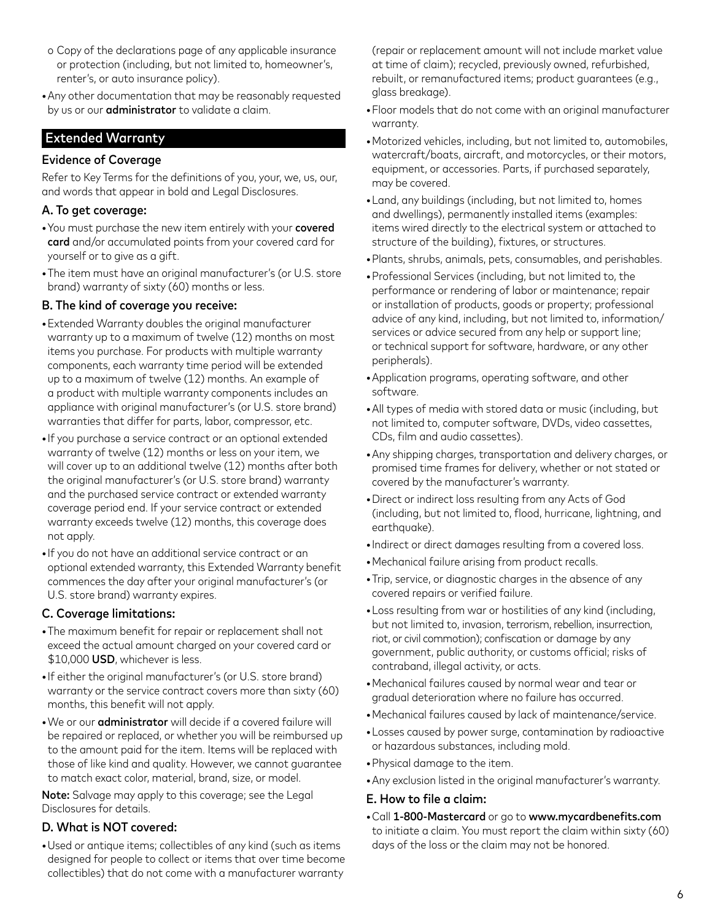- Copy of the declarations page of any applicable insurance or protection (including, but not limited to, homeowner's, renter's, or auto insurance policy).
- Any other documentation that may be reasonably requested by us or our **administrator** to validate a claim.

## Extended Warranty

### Evidence of Coverage

Refer to Key Terms for the definitions of you, your, we, us, our, and words that appear in bold and Legal Disclosures.

### A. To get coverage:

- You must purchase the new item entirely with your **covered card** and/or accumulated points from your covered card for yourself or to give as a gift.
- The item must have an original manufacturer's (or U.S. store brand) warranty of sixty (60) months or less.

### B. The kind of coverage you receive:

- Extended Warranty doubles the original manufacturer warranty up to a maximum of twelve (12) months on most items you purchase. For products with multiple warranty components, each warranty time period will be extended up to a maximum of twelve (12) months. An example of a product with multiple warranty components includes an appliance with original manufacturer's (or U.S. store brand) warranties that differ for parts, labor, compressor, etc.
- If you purchase a service contract or an optional extended warranty of twelve (12) months or less on your item, we will cover up to an additional twelve (12) months after both the original manufacturer's (or U.S. store brand) warranty and the purchased service contract or extended warranty coverage period end. If your service contract or extended warranty exceeds twelve (12) months, this coverage does not apply.
- If you do not have an additional service contract or an optional extended warranty, this Extended Warranty benefit commences the day after your original manufacturer's (or U.S. store brand) warranty expires.

### C. Coverage limitations:

- The maximum benefit for repair or replacement shall not exceed the actual amount charged on your covered card or $10,000 **USD**, whichever is less.
- If either the original manufacturer's (or U.S. store brand) warranty or the service contract covers more than sixty (60) months, this benefit will not apply.
- We or our **administrator** will decide if a covered failure will be repaired or replaced, or whether you will be reimbursed up to the amount paid for the item. Items will be replaced with those of like kind and quality. However, we cannot guarantee to match exact color, material, brand, size, or model.

**Note:** Salvage may apply to this coverage; see the Legal Disclosures for details.

### D. What is NOT covered:

- Used or antique items; collectibles of any kind (such as items designed for people to collect or items that over time become collectibles) that do not come with a manufacturer warranty (repair or replacement amount will not include market value at time of claim); recycled, previously owned, refurbished, rebuilt, or remanufactured items; product guarantees (e.g., glass breakage).
- Floor models that do not come with an original manufacturer warranty.
- Motorized vehicles, including, but not limited to, automobiles, watercraft/boats, aircraft, and motorcycles, or their motors, equipment, or accessories. Parts, if purchased separately, may be covered.
- Land, any buildings (including, but not limited to, homes and dwellings), permanently installed items (examples: items wired directly to the electrical system or attached to structure of the building), fixtures, or structures.
- Plants, shrubs, animals, pets, consumables, and perishables.
- Professional Services (including, but not limited to, the performance or rendering of labor or maintenance; repair or installation of products, goods or property; professional advice of any kind, including, but not limited to, information/services or advice secured from any help or support line; or technical support for software, hardware, or any other peripherals).
- Application programs, operating software, and other software.
- All types of media with stored data or music (including, but not limited to, computer software, DVDs, video cassettes, CDs, film and audio cassettes).
- Any shipping charges, transportation and delivery charges, or promised time frames for delivery, whether or not stated or covered by the manufacturer's warranty.
- Direct or indirect loss resulting from any Acts of God (including, but not limited to, flood, hurricane, lightning, and earthquake).
- Indirect or direct damages resulting from a covered loss.
- Mechanical failure arising from product recalls.
- Trip, service, or diagnostic charges in the absence of any covered repairs or verified failure.
- Loss resulting from war or hostilities of any kind (including, but not limited to, invasion, terrorism, rebellion, insurrection, riot, or civil commotion); confiscation or damage by any government, public authority, or customs official; risks of contraband, illegal activity, or acts.
- Mechanical failures caused by normal wear and tear or gradual deterioration where no failure has occurred.
- Mechanical failures caused by lack of maintenance/service.
- Losses caused by power surge, contamination by radioactive or hazardous substances, including mold.
- Physical damage to the item.
- Any exclusion listed in the original manufacturer's warranty.

### E. How to file a claim:

- Call **1-800-Mastercard** or go to **www.mycardbenefits.com** to initiate a claim. You must report the claim within sixty (60) days of the loss or the claim may not be honored.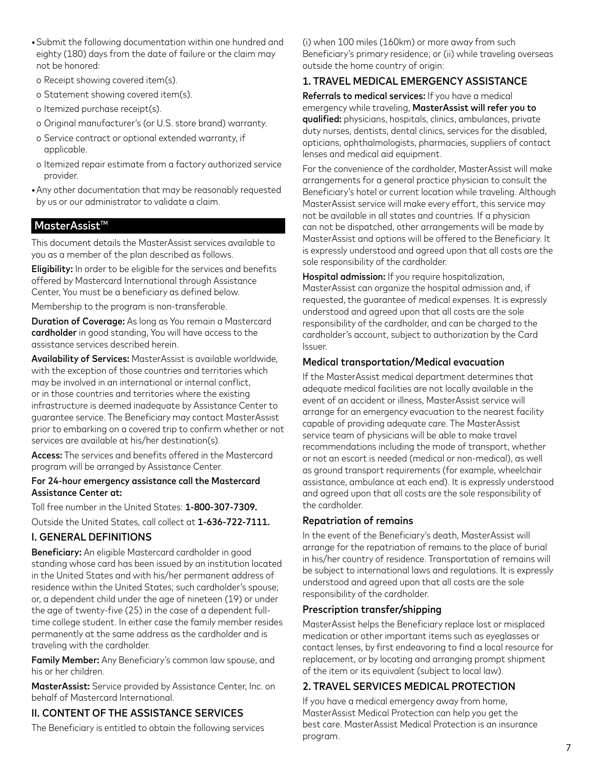- Submit the following documentation within one hundred and eighty (180) days from the date of failure or the claim may not be honored:
  - o Receipt showing covered item(s).
  - o Statement showing covered item(s).
  - o Itemized purchase receipt(s).
  - o Original manufacturer's (or U.S. store brand) warranty.
  - o Service contract or optional extended warranty, if applicable.
  - o Itemized repair estimate from a factory authorized service provider.
- Any other documentation that may be reasonably requested by us or our administrator to validate a claim.

## MasterAssist™

This document details the MasterAssist services available to you as a member of the plan described as follows.

**Eligibility:** In order to be eligible for the services and benefits offered by Mastercard International through Assistance Center, You must be a beneficiary as defined below.

Membership to the program is non-transferable.

**Duration of Coverage:** As long as You remain a Mastercard **cardholder** in good standing, You will have access to the assistance services described herein.

**Availability of Services:** MasterAssist is available worldwide, with the exception of those countries and territories which may be involved in an international or internal conflict, or in those countries and territories where the existing infrastructure is deemed inadequate by Assistance Center to guarantee service. The Beneficiary may contact MasterAssist prior to embarking on a covered trip to confirm whether or not services are available at his/her destination(s).

**Access:** The services and benefits offered in the Mastercard program will be arranged by Assistance Center.

**For 24-hour emergency assistance call the Mastercard Assistance Center at:**

Toll free number in the United States: **1-800-307-7309.**

Outside the United States, call collect at **1-636-722-7111.**

### I. GENERAL DEFINITIONS

**Beneficiary:** An eligible Mastercard cardholder in good standing whose card has been issued by an institution located in the United States and with his/her permanent address of residence within the United States; such cardholder's spouse; or, a dependent child under the age of nineteen (19) or under the age of twenty-five (25) in the case of a dependent full-time college student. In either case the family member resides permanently at the same address as the cardholder and is traveling with the cardholder.

**Family Member:** Any Beneficiary's common law spouse, and his or her children.

**MasterAssist:** Service provided by Assistance Center, Inc. on behalf of Mastercard International.

### II. CONTENT OF THE ASSISTANCE SERVICES

The Beneficiary is entitled to obtain the following services (i) when 100 miles (160km) or more away from such Beneficiary's primary residence; or (ii) while traveling overseas outside the home country of origin:

### 1. TRAVEL MEDICAL EMERGENCY ASSISTANCE

**Referrals to medical services:** If you have a medical emergency while traveling, **MasterAssist will refer you to qualified:** physicians, hospitals, clinics, ambulances, private duty nurses, dentists, dental clinics, services for the disabled, opticians, ophthalmologists, pharmacies, suppliers of contact lenses and medical aid equipment.

For the convenience of the cardholder, MasterAssist will make arrangements for a general practice physician to consult the Beneficiary's hotel or current location while traveling. Although MasterAssist service will make every effort, this service may not be available in all states and countries. If a physician can not be dispatched, other arrangements will be made by MasterAssist and options will be offered to the Beneficiary. It is expressly understood and agreed upon that all costs are the sole responsibility of the cardholder.

**Hospital admission:** If you require hospitalization, MasterAssist can organize the hospital admission and, if requested, the guarantee of medical expenses. It is expressly understood and agreed upon that all costs are the sole responsibility of the cardholder, and can be charged to the cardholder's account, subject to authorization by the Card Issuer.

#### Medical transportation/Medical evacuation

If the MasterAssist medical department determines that adequate medical facilities are not locally available in the event of an accident or illness, MasterAssist service will arrange for an emergency evacuation to the nearest facility capable of providing adequate care. The MasterAssist service team of physicians will be able to make travel recommendations including the mode of transport, whether or not an escort is needed (medical or non-medical), as well as ground transport requirements (for example, wheelchair assistance, ambulance at each end). It is expressly understood and agreed upon that all costs are the sole responsibility of the cardholder.

#### Repatriation of remains

In the event of the Beneficiary's death, MasterAssist will arrange for the repatriation of remains to the place of burial in his/her country of residence. Transportation of remains will be subject to international laws and regulations. It is expressly understood and agreed upon that all costs are the sole responsibility of the cardholder.

#### Prescription transfer/shipping

MasterAssist helps the Beneficiary replace lost or misplaced medication or other important items such as eyeglasses or contact lenses, by first endeavoring to find a local resource for replacement, or by locating and arranging prompt shipment of the item or its equivalent (subject to local law).

### 2. TRAVEL SERVICES MEDICAL PROTECTION

If you have a medical emergency away from home, MasterAssist Medical Protection can help you get the best care. MasterAssist Medical Protection is an insurance program.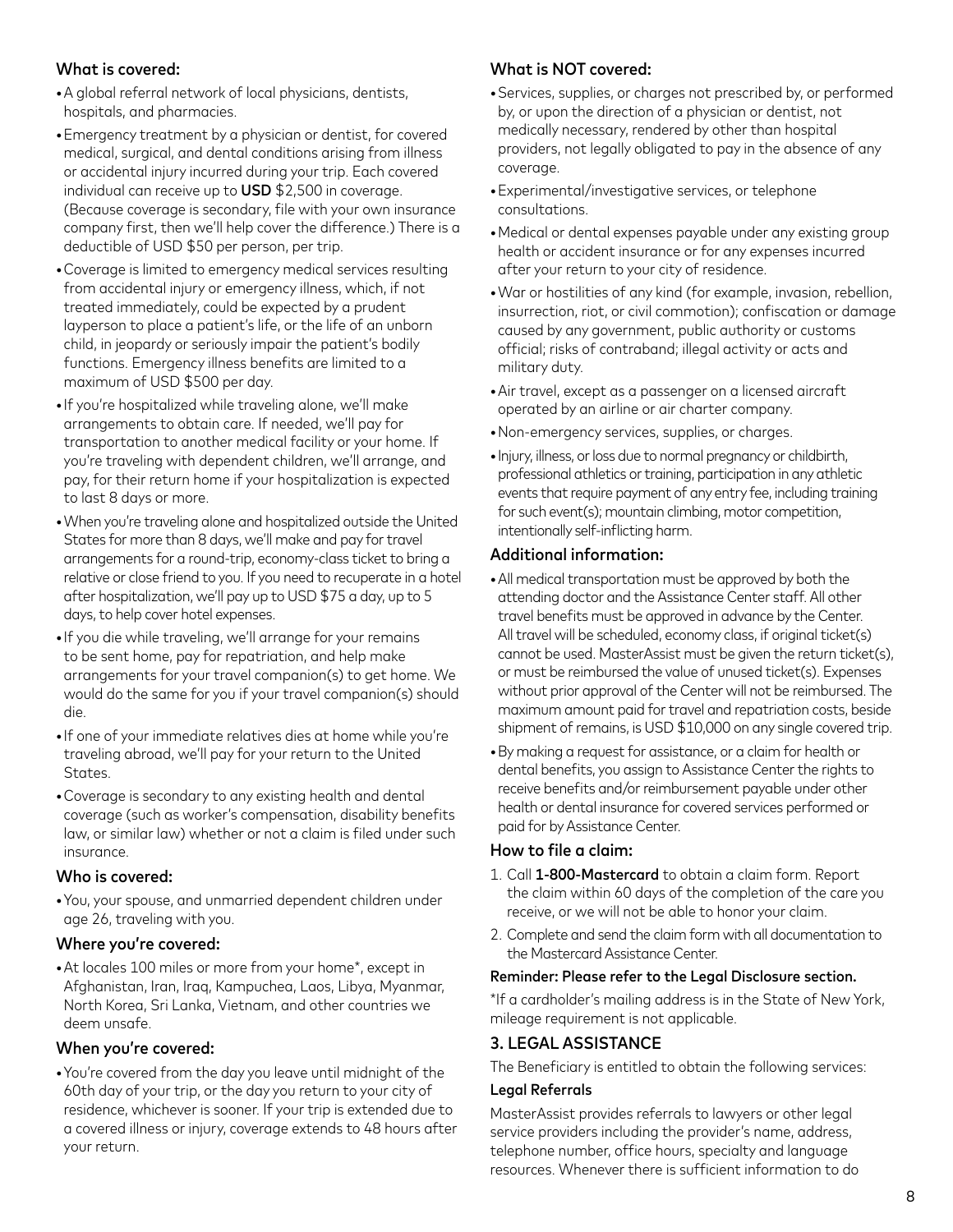### What is covered:

- A global referral network of local physicians, dentists, hospitals, and pharmacies.
- Emergency treatment by a physician or dentist, for covered medical, surgical, and dental conditions arising from illness or accidental injury incurred during your trip. Each covered individual can receive up to **USD** $2,500 in coverage. (Because coverage is secondary, file with your own insurance company first, then we'll help cover the difference.) There is a deductible of USD $50 per person, per trip.
- Coverage is limited to emergency medical services resulting from accidental injury or emergency illness, which, if not treated immediately, could be expected by a prudent layperson to place a patient's life, or the life of an unborn child, in jeopardy or seriously impair the patient's bodily functions. Emergency illness benefits are limited to a maximum of USD $500 per day.
- If you're hospitalized while traveling alone, we'll make arrangements to obtain care. If needed, we'll pay for transportation to another medical facility or your home. If you're traveling with dependent children, we'll arrange, and pay, for their return home if your hospitalization is expected to last 8 days or more.
- When you're traveling alone and hospitalized outside the United States for more than 8 days, we'll make and pay for travel arrangements for a round-trip, economy-class ticket to bring a relative or close friend to you. If you need to recuperate in a hotel after hospitalization, we'll pay up to USD $75 a day, up to 5 days, to help cover hotel expenses.
- If you die while traveling, we'll arrange for your remains to be sent home, pay for repatriation, and help make arrangements for your travel companion(s) to get home. We would do the same for you if your travel companion(s) should die.
- If one of your immediate relatives dies at home while you're traveling abroad, we'll pay for your return to the United States.
- Coverage is secondary to any existing health and dental coverage (such as worker's compensation, disability benefits law, or similar law) whether or not a claim is filed under such insurance.

### Who is covered:

- You, your spouse, and unmarried dependent children under age 26, traveling with you.

### Where you're covered:

- At locales 100 miles or more from your home*, except in Afghanistan, Iran, Iraq, Kampuchea, Laos, Libya, Myanmar, North Korea, Sri Lanka, Vietnam, and other countries we deem unsafe.

### When you're covered:

- You're covered from the day you leave until midnight of the 60th day of your trip, or the day you return to your city of residence, whichever is sooner. If your trip is extended due to a covered illness or injury, coverage extends to 48 hours after your return.

### What is NOT covered:

- Services, supplies, or charges not prescribed by, or performed by, or upon the direction of a physician or dentist, not medically necessary, rendered by other than hospital providers, not legally obligated to pay in the absence of any coverage.
- Experimental/investigative services, or telephone consultations.
- Medical or dental expenses payable under any existing group health or accident insurance or for any expenses incurred after your return to your city of residence.
- War or hostilities of any kind (for example, invasion, rebellion, insurrection, riot, or civil commotion); confiscation or damage caused by any government, public authority or customs official; risks of contraband; illegal activity or acts and military duty.
- Air travel, except as a passenger on a licensed aircraft operated by an airline or air charter company.
- Non-emergency services, supplies, or charges.
- Injury, illness, or loss due to normal pregnancy or childbirth, professional athletics or training, participation in any athletic events that require payment of any entry fee, including training for such event(s); mountain climbing, motor competition, intentionally self-inflicting harm.

### Additional information:

- All medical transportation must be approved by both the attending doctor and the Assistance Center staff. All other travel benefits must be approved in advance by the Center. All travel will be scheduled, economy class, if original ticket(s) cannot be used. MasterAssist must be given the return ticket(s), or must be reimbursed the value of unused ticket(s). Expenses without prior approval of the Center will not be reimbursed. The maximum amount paid for travel and repatriation costs, beside shipment of remains, is USD $10,000 on any single covered trip.
- By making a request for assistance, or a claim for health or dental benefits, you assign to Assistance Center the rights to receive benefits and/or reimbursement payable under other health or dental insurance for covered services performed or paid for by Assistance Center.

### How to file a claim:

1. Call **1-800-Mastercard** to obtain a claim form. Report the claim within 60 days of the completion of the care you receive, or we will not be able to honor your claim.
2. Complete and send the claim form with all documentation to the Mastercard Assistance Center.

**Reminder: Please refer to the Legal Disclosure section.**

*If a cardholder's mailing address is in the State of New York, mileage requirement is not applicable.

## 3. LEGAL ASSISTANCE

The Beneficiary is entitled to obtain the following services:

**Legal Referrals**

MasterAssist provides referrals to lawyers or other legal service providers including the provider's name, address, telephone number, office hours, specialty and language resources. Whenever there is sufficient information to do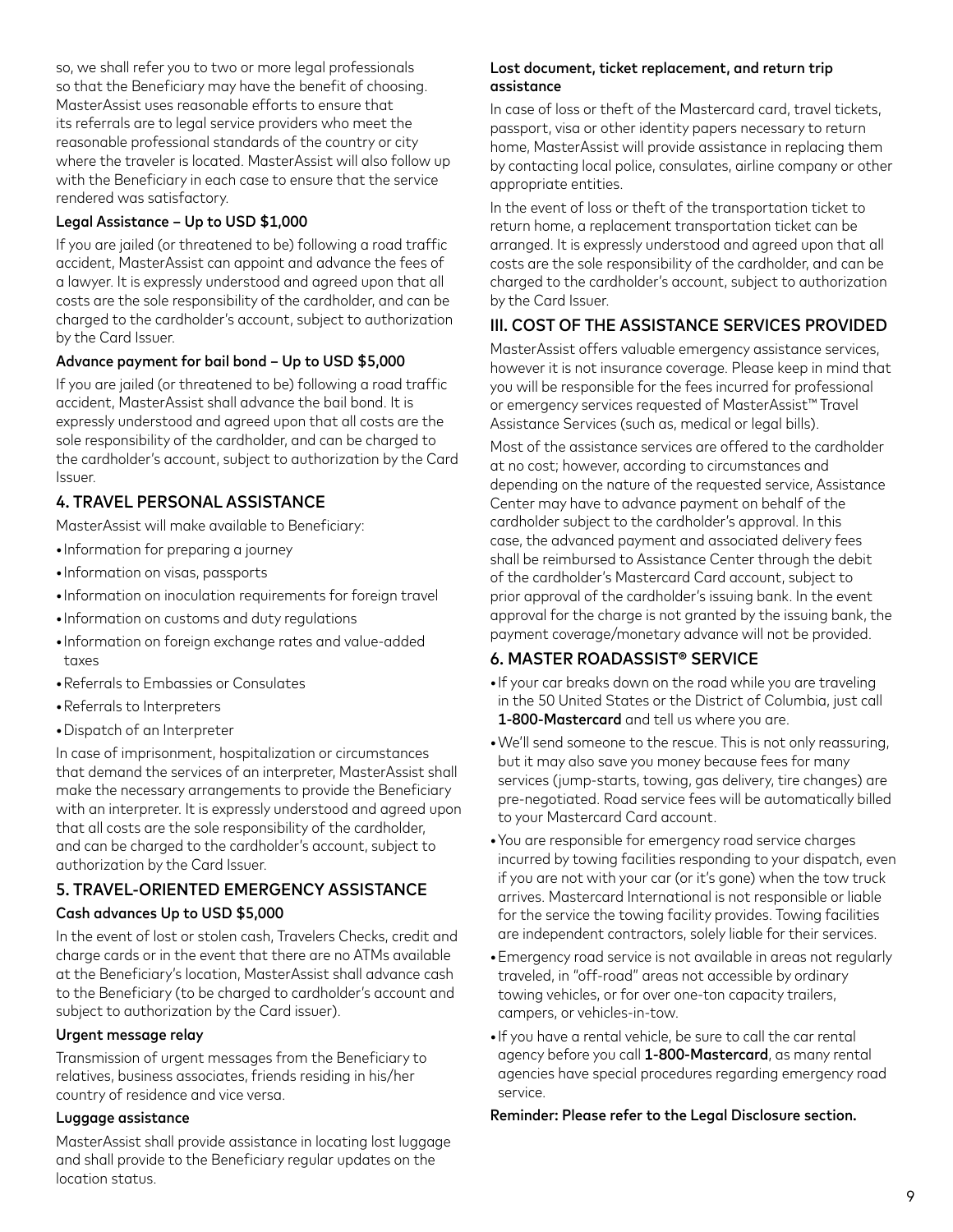so, we shall refer you to two or more legal professionals so that the Beneficiary may have the benefit of choosing. MasterAssist uses reasonable efforts to ensure that its referrals are to legal service providers who meet the reasonable professional standards of the country or city where the traveler is located. MasterAssist will also follow up with the Beneficiary in each case to ensure that the service rendered was satisfactory.

#### Legal Assistance – Up to USD $1,000

If you are jailed (or threatened to be) following a road traffic accident, MasterAssist can appoint and advance the fees of a lawyer. It is expressly understood and agreed upon that all costs are the sole responsibility of the cardholder, and can be charged to the cardholder's account, subject to authorization by the Card Issuer.

#### Advance payment for bail bond – Up to USD $5,000

If you are jailed (or threatened to be) following a road traffic accident, MasterAssist shall advance the bail bond. It is expressly understood and agreed upon that all costs are the sole responsibility of the cardholder, and can be charged to the cardholder's account, subject to authorization by the Card Issuer.

### 4. TRAVEL PERSONAL ASSISTANCE

MasterAssist will make available to Beneficiary:

- Information for preparing a journey
- Information on visas, passports
- Information on inoculation requirements for foreign travel
- Information on customs and duty regulations
- Information on foreign exchange rates and value-added taxes
- Referrals to Embassies or Consulates
- Referrals to Interpreters
- Dispatch of an Interpreter

In case of imprisonment, hospitalization or circumstances that demand the services of an interpreter, MasterAssist shall make the necessary arrangements to provide the Beneficiary with an interpreter. It is expressly understood and agreed upon that all costs are the sole responsibility of the cardholder, and can be charged to the cardholder's account, subject to authorization by the Card Issuer.

### 5. TRAVEL-ORIENTED EMERGENCY ASSISTANCE

#### Cash advances Up to USD $5,000

In the event of lost or stolen cash, Travelers Checks, credit and charge cards or in the event that there are no ATMs available at the Beneficiary's location, MasterAssist shall advance cash to the Beneficiary (to be charged to cardholder's account and subject to authorization by the Card issuer).

#### Urgent message relay

Transmission of urgent messages from the Beneficiary to relatives, business associates, friends residing in his/her country of residence and vice versa.

#### Luggage assistance

MasterAssist shall provide assistance in locating lost luggage and shall provide to the Beneficiary regular updates on the location status.

#### Lost document, ticket replacement, and return trip assistance

In case of loss or theft of the Mastercard card, travel tickets, passport, visa or other identity papers necessary to return home, MasterAssist will provide assistance in replacing them by contacting local police, consulates, airline company or other appropriate entities.

In the event of loss or theft of the transportation ticket to return home, a replacement transportation ticket can be arranged. It is expressly understood and agreed upon that all costs are the sole responsibility of the cardholder, and can be charged to the cardholder's account, subject to authorization by the Card Issuer.

## III. COST OF THE ASSISTANCE SERVICES PROVIDED

MasterAssist offers valuable emergency assistance services, however it is not insurance coverage. Please keep in mind that you will be responsible for the fees incurred for professional or emergency services requested of MasterAssist™ Travel Assistance Services (such as, medical or legal bills).

Most of the assistance services are offered to the cardholder at no cost; however, according to circumstances and depending on the nature of the requested service, Assistance Center may have to advance payment on behalf of the cardholder subject to the cardholder's approval. In this case, the advanced payment and associated delivery fees shall be reimbursed to Assistance Center through the debit of the cardholder's Mastercard Card account, subject to prior approval of the cardholder's issuing bank. In the event approval for the charge is not granted by the issuing bank, the payment coverage/monetary advance will not be provided.

### 6. MASTER ROADASSIST® SERVICE

- If your car breaks down on the road while you are traveling in the 50 United States or the District of Columbia, just call **1-800-Mastercard** and tell us where you are.
- We'll send someone to the rescue. This is not only reassuring, but it may also save you money because fees for many services (jump-starts, towing, gas delivery, tire changes) are pre-negotiated. Road service fees will be automatically billed to your Mastercard Card account.
- You are responsible for emergency road service charges incurred by towing facilities responding to your dispatch, even if you are not with your car (or it's gone) when the tow truck arrives. Mastercard International is not responsible or liable for the service the towing facility provides. Towing facilities are independent contractors, solely liable for their services.
- Emergency road service is not available in areas not regularly traveled, in "off-road" areas not accessible by ordinary towing vehicles, or for over one-ton capacity trailers, campers, or vehicles-in-tow.
- If you have a rental vehicle, be sure to call the car rental agency before you call **1-800-Mastercard**, as many rental agencies have special procedures regarding emergency road service.

**Reminder: Please refer to the Legal Disclosure section.**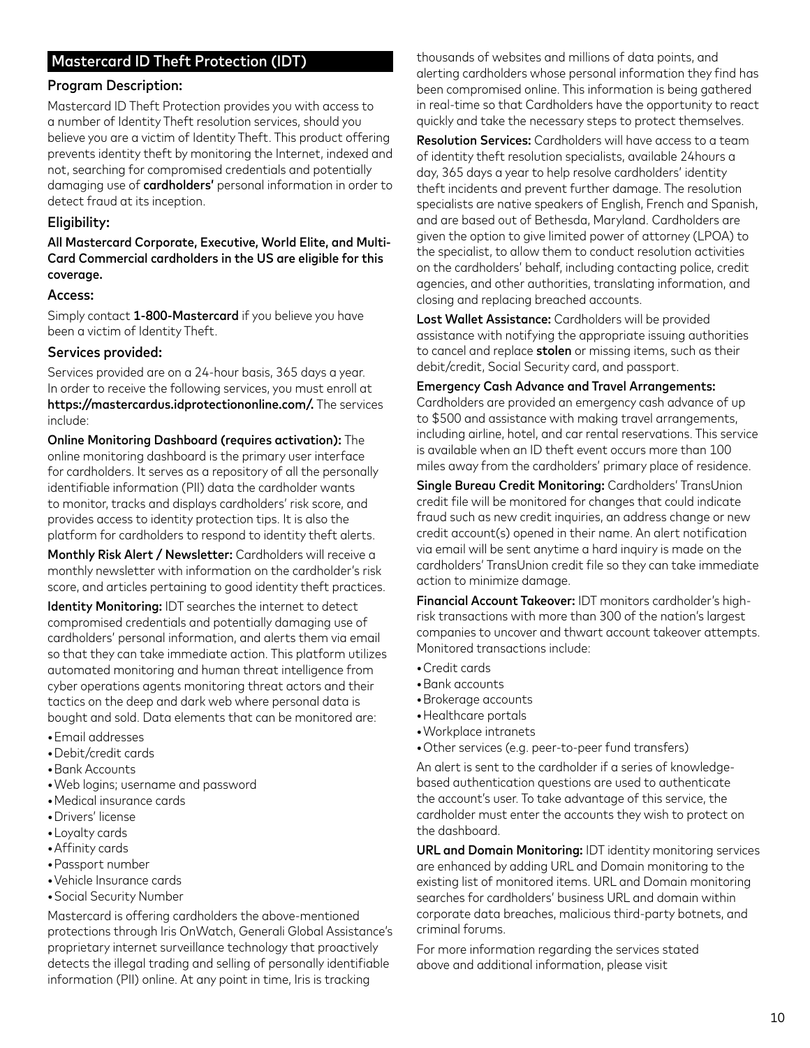## Mastercard ID Theft Protection (IDT)

### Program Description:

Mastercard ID Theft Protection provides you with access to a number of Identity Theft resolution services, should you believe you are a victim of Identity Theft. This product offering prevents identity theft by monitoring the Internet, indexed and not, searching for compromised credentials and potentially damaging use of **cardholders'** personal information in order to detect fraud at its inception.

### Eligibility:

**All Mastercard Corporate, Executive, World Elite, and Multi-Card Commercial cardholders in the US are eligible for this coverage.**

### Access:

Simply contact **1-800-Mastercard** if you believe you have been a victim of Identity Theft.

### Services provided:

Services provided are on a 24-hour basis, 365 days a year. In order to receive the following services, you must enroll at **https://mastercardus.idprotectiononline.com/.** The services include:

**Online Monitoring Dashboard (requires activation):** The online monitoring dashboard is the primary user interface for cardholders. It serves as a repository of all the personally identifiable information (PII) data the cardholder wants to monitor, tracks and displays cardholders' risk score, and provides access to identity protection tips. It is also the platform for cardholders to respond to identity theft alerts.

**Monthly Risk Alert / Newsletter:** Cardholders will receive a monthly newsletter with information on the cardholder's risk score, and articles pertaining to good identity theft practices.

**Identity Monitoring:** IDT searches the internet to detect compromised credentials and potentially damaging use of cardholders' personal information, and alerts them via email so that they can take immediate action. This platform utilizes automated monitoring and human threat intelligence from cyber operations agents monitoring threat actors and their tactics on the deep and dark web where personal data is bought and sold. Data elements that can be monitored are:

- Email addresses
- Debit/credit cards
- Bank Accounts
- Web logins; username and password
- Medical insurance cards
- Drivers' license
- Loyalty cards
- Affinity cards
- Passport number
- Vehicle Insurance cards
- Social Security Number

Mastercard is offering cardholders the above-mentioned protections through Iris OnWatch, Generali Global Assistance's proprietary internet surveillance technology that proactively detects the illegal trading and selling of personally identifiable information (PII) online. At any point in time, Iris is tracking thousands of websites and millions of data points, and alerting cardholders whose personal information they find has been compromised online. This information is being gathered in real-time so that Cardholders have the opportunity to react quickly and take the necessary steps to protect themselves.

**Resolution Services:** Cardholders will have access to a team of identity theft resolution specialists, available 24hours a day, 365 days a year to help resolve cardholders' identity theft incidents and prevent further damage. The resolution specialists are native speakers of English, French and Spanish, and are based out of Bethesda, Maryland. Cardholders are given the option to give limited power of attorney (LPOA) to the specialist, to allow them to conduct resolution activities on the cardholders' behalf, including contacting police, credit agencies, and other authorities, translating information, and closing and replacing breached accounts.

**Lost Wallet Assistance:** Cardholders will be provided assistance with notifying the appropriate issuing authorities to cancel and replace **stolen** or missing items, such as their debit/credit, Social Security card, and passport.

**Emergency Cash Advance and Travel Arrangements:** Cardholders are provided an emergency cash advance of up to $500 and assistance with making travel arrangements, including airline, hotel, and car rental reservations. This service is available when an ID theft event occurs more than 100 miles away from the cardholders' primary place of residence.

**Single Bureau Credit Monitoring:** Cardholders' TransUnion credit file will be monitored for changes that could indicate fraud such as new credit inquiries, an address change or new credit account(s) opened in their name. An alert notification via email will be sent anytime a hard inquiry is made on the cardholders' TransUnion credit file so they can take immediate action to minimize damage.

**Financial Account Takeover:** IDT monitors cardholder's high-risk transactions with more than 300 of the nation's largest companies to uncover and thwart account takeover attempts. Monitored transactions include:

- Credit cards
- Bank accounts
- Brokerage accounts
- Healthcare portals
- Workplace intranets
- Other services (e.g. peer-to-peer fund transfers)

An alert is sent to the cardholder if a series of knowledge-based authentication questions are used to authenticate the account's user. To take advantage of this service, the cardholder must enter the accounts they wish to protect on the dashboard.

**URL and Domain Monitoring:** IDT identity monitoring services are enhanced by adding URL and Domain monitoring to the existing list of monitored items. URL and Domain monitoring searches for cardholders' business URL and domain within corporate data breaches, malicious third-party botnets, and criminal forums.

For more information regarding the services stated above and additional information, please visit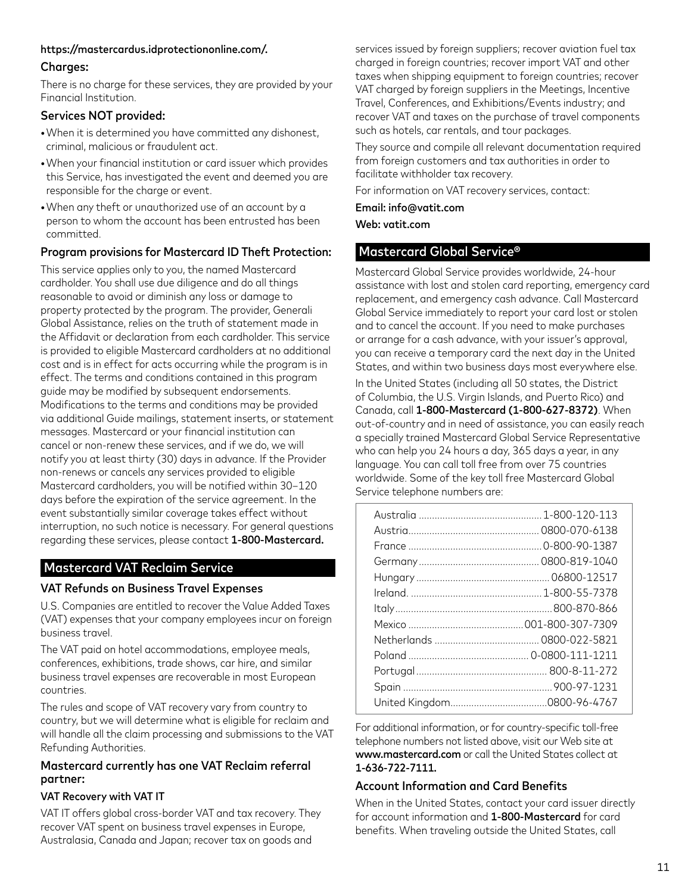**https://mastercardus.idprotectiononline.com/.**

### Charges:

There is no charge for these services, they are provided by your Financial Institution.

### Services NOT provided:

- When it is determined you have committed any dishonest, criminal, malicious or fraudulent act.
- When your financial institution or card issuer which provides this Service, has investigated the event and deemed you are responsible for the charge or event.
- When any theft or unauthorized use of an account by a person to whom the account has been entrusted has been committed.

### Program provisions for Mastercard ID Theft Protection:

This service applies only to you, the named Mastercard cardholder. You shall use due diligence and do all things reasonable to avoid or diminish any loss or damage to property protected by the program. The provider, Generali Global Assistance, relies on the truth of statement made in the Affidavit or declaration from each cardholder. This service is provided to eligible Mastercard cardholders at no additional cost and is in effect for acts occurring while the program is in effect. The terms and conditions contained in this program guide may be modified by subsequent endorsements. Modifications to the terms and conditions may be provided via additional Guide mailings, statement inserts, or statement messages. Mastercard or your financial institution can cancel or non-renew these services, and if we do, we will notify you at least thirty (30) days in advance. If the Provider non-renews or cancels any services provided to eligible Mastercard cardholders, you will be notified within 30–120 days before the expiration of the service agreement. In the event substantially similar coverage takes effect without interruption, no such notice is necessary. For general questions regarding these services, please contact **1-800-Mastercard.**

## Mastercard VAT Reclaim Service

### VAT Refunds on Business Travel Expenses

U.S. Companies are entitled to recover the Value Added Taxes (VAT) expenses that your company employees incur on foreign business travel.

The VAT paid on hotel accommodations, employee meals, conferences, exhibitions, trade shows, car hire, and similar business travel expenses are recoverable in most European countries.

The rules and scope of VAT recovery vary from country to country, but we will determine what is eligible for reclaim and will handle all the claim processing and submissions to the VAT Refunding Authorities.

### Mastercard currently has one VAT Reclaim referral partner:

#### VAT Recovery with VAT IT

VAT IT offers global cross-border VAT and tax recovery. They recover VAT spent on business travel expenses in Europe, Australasia, Canada and Japan; recover tax on goods and services issued by foreign suppliers; recover aviation fuel tax charged in foreign countries; recover import VAT and other taxes when shipping equipment to foreign countries; recover VAT charged by foreign suppliers in the Meetings, Incentive Travel, Conferences, and Exhibitions/Events industry; and recover VAT and taxes on the purchase of travel components such as hotels, car rentals, and tour packages.

They source and compile all relevant documentation required from foreign customers and tax authorities in order to facilitate withholder tax recovery.

For information on VAT recovery services, contact:

**Email: info@vatit.com**

**Web: vatit.com**

## Mastercard Global Service®

Mastercard Global Service provides worldwide, 24-hour assistance with lost and stolen card reporting, emergency card replacement, and emergency cash advance. Call Mastercard Global Service immediately to report your card lost or stolen and to cancel the account. If you need to make purchases or arrange for a cash advance, with your issuer's approval, you can receive a temporary card the next day in the United States, and within two business days most everywhere else.

In the United States (including all 50 states, the District of Columbia, the U.S. Virgin Islands, and Puerto Rico) and Canada, call **1-800-Mastercard (1-800-627-8372)**. When out-of-country and in need of assistance, you can easily reach a specially trained Mastercard Global Service Representative who can help you 24 hours a day, 365 days a year, in any language. You can call toll free from over 75 countries worldwide. Some of the key toll free Mastercard Global Service telephone numbers are:

| Country | Number |
|---|---|
| Australia | 1-800-120-113 |
| Austria | 0800-070-6138 |
| France | 0-800-90-1387 |
| Germany | 0800-819-1040 |
| Hungary | 06800-12517 |
| Ireland. | 1-800-55-7378 |
| Italy | 800-870-866 |
| Mexico | 001-800-307-7309 |
| Netherlands | 0800-022-5821 |
| Poland | 0-0800-111-1211 |
| Portugal | 800-8-11-272 |
| Spain | 900-97-1231 |
| United Kingdom | 0800-96-4767 |

For additional information, or for country-specific toll-free telephone numbers not listed above, visit our Web site at **www.mastercard.com** or call the United States collect at **1-636-722-7111.**

### Account Information and Card Benefits

When in the United States, contact your card issuer directly for account information and **1-800-Mastercard** for card benefits. When traveling outside the United States, call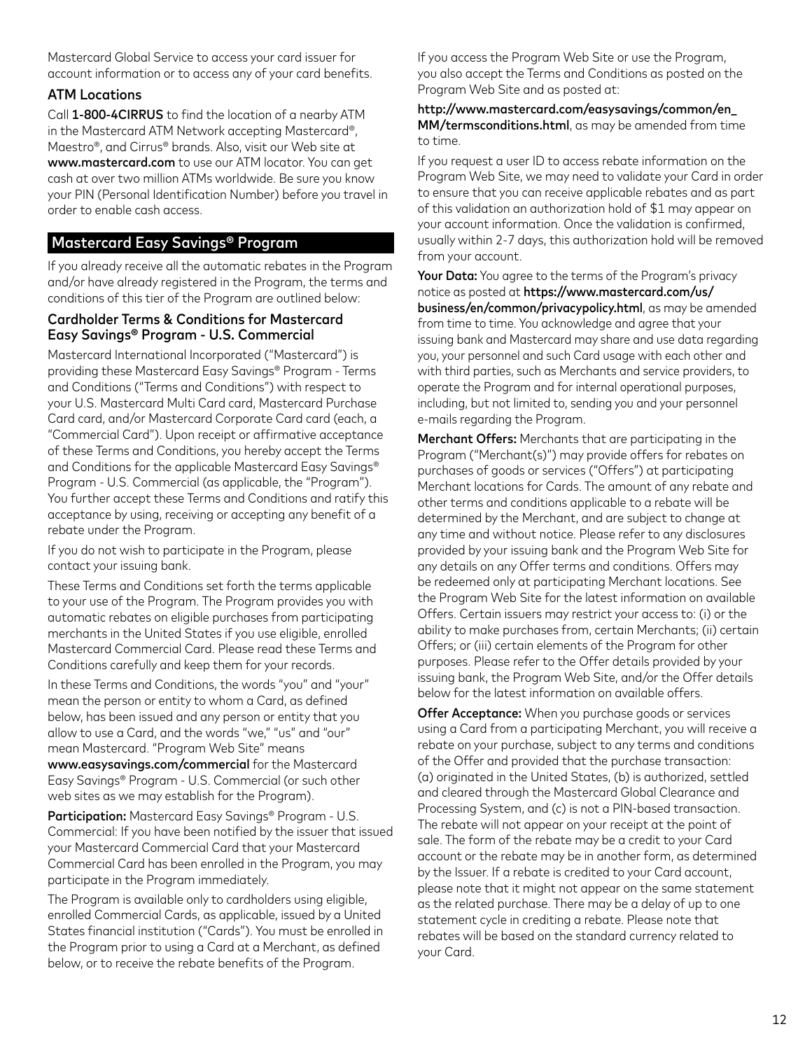Mastercard Global Service to access your card issuer for account information or to access any of your card benefits.

### ATM Locations

Call **1-800-4CIRRUS** to find the location of a nearby ATM in the Mastercard ATM Network accepting Mastercard®, Maestro®, and Cirrus® brands. Also, visit our Web site at **www.mastercard.com** to use our ATM locator. You can get cash at over two million ATMs worldwide. Be sure you know your PIN (Personal Identification Number) before you travel in order to enable cash access.

## Mastercard Easy Savings® Program

If you already receive all the automatic rebates in the Program and/or have already registered in the Program, the terms and conditions of this tier of the Program are outlined below:

### Cardholder Terms & Conditions for Mastercard Easy Savings® Program - U.S. Commercial

Mastercard International Incorporated ("Mastercard") is providing these Mastercard Easy Savings® Program - Terms and Conditions ("Terms and Conditions") with respect to your U.S. Mastercard Multi Card card, Mastercard Purchase Card card, and/or Mastercard Corporate Card card (each, a "Commercial Card"). Upon receipt or affirmative acceptance of these Terms and Conditions, you hereby accept the Terms and Conditions for the applicable Mastercard Easy Savings® Program - U.S. Commercial (as applicable, the "Program"). You further accept these Terms and Conditions and ratify this acceptance by using, receiving or accepting any benefit of a rebate under the Program.

If you do not wish to participate in the Program, please contact your issuing bank.

These Terms and Conditions set forth the terms applicable to your use of the Program. The Program provides you with automatic rebates on eligible purchases from participating merchants in the United States if you use eligible, enrolled Mastercard Commercial Card. Please read these Terms and Conditions carefully and keep them for your records.

In these Terms and Conditions, the words "you" and "your" mean the person or entity to whom a Card, as defined below, has been issued and any person or entity that you allow to use a Card, and the words "we," "us" and "our" mean Mastercard. "Program Web Site" means **www.easysavings.com/commercial** for the Mastercard Easy Savings® Program - U.S. Commercial (or such other web sites as we may establish for the Program).

**Participation:** Mastercard Easy Savings® Program - U.S. Commercial: If you have been notified by the issuer that issued your Mastercard Commercial Card that your Mastercard Commercial Card has been enrolled in the Program, you may participate in the Program immediately.

The Program is available only to cardholders using eligible, enrolled Commercial Cards, as applicable, issued by a United States financial institution ("Cards"). You must be enrolled in the Program prior to using a Card at a Merchant, as defined below, or to receive the rebate benefits of the Program.

If you access the Program Web Site or use the Program, you also accept the Terms and Conditions as posted on the Program Web Site and as posted at:

**http://www.mastercard.com/easysavings/common/en_MM/termsconditions.html**, as may be amended from time to time.

If you request a user ID to access rebate information on the Program Web Site, we may need to validate your Card in order to ensure that you can receive applicable rebates and as part of this validation an authorization hold of $1 may appear on your account information. Once the validation is confirmed, usually within 2-7 days, this authorization hold will be removed from your account.

**Your Data:** You agree to the terms of the Program's privacy notice as posted at **https://www.mastercard.com/us/business/en/common/privacypolicy.html**, as may be amended from time to time. You acknowledge and agree that your issuing bank and Mastercard may share and use data regarding you, your personnel and such Card usage with each other and with third parties, such as Merchants and service providers, to operate the Program and for internal operational purposes, including, but not limited to, sending you and your personnel e-mails regarding the Program.

**Merchant Offers:** Merchants that are participating in the Program ("Merchant(s)") may provide offers for rebates on purchases of goods or services ("Offers") at participating Merchant locations for Cards. The amount of any rebate and other terms and conditions applicable to a rebate will be determined by the Merchant, and are subject to change at any time and without notice. Please refer to any disclosures provided by your issuing bank and the Program Web Site for any details on any Offer terms and conditions. Offers may be redeemed only at participating Merchant locations. See the Program Web Site for the latest information on available Offers. Certain issuers may restrict your access to: (i) or the ability to make purchases from, certain Merchants; (ii) certain Offers; or (iii) certain elements of the Program for other purposes. Please refer to the Offer details provided by your issuing bank, the Program Web Site, and/or the Offer details below for the latest information on available offers.

**Offer Acceptance:** When you purchase goods or services using a Card from a participating Merchant, you will receive a rebate on your purchase, subject to any terms and conditions of the Offer and provided that the purchase transaction: (a) originated in the United States, (b) is authorized, settled and cleared through the Mastercard Global Clearance and Processing System, and (c) is not a PIN-based transaction. The rebate will not appear on your receipt at the point of sale. The form of the rebate may be a credit to your Card account or the rebate may be in another form, as determined by the Issuer. If a rebate is credited to your Card account, please note that it might not appear on the same statement as the related purchase. There may be a delay of up to one statement cycle in crediting a rebate. Please note that rebates will be based on the standard currency related to your Card.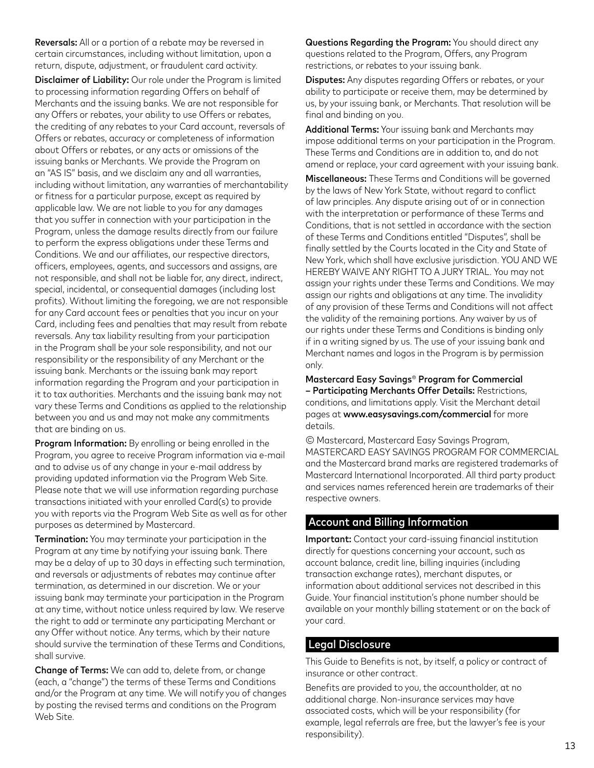**Reversals:** All or a portion of a rebate may be reversed in certain circumstances, including without limitation, upon a return, dispute, adjustment, or fraudulent card activity.

**Disclaimer of Liability:** Our role under the Program is limited to processing information regarding Offers on behalf of Merchants and the issuing banks. We are not responsible for any Offers or rebates, your ability to use Offers or rebates, the crediting of any rebates to your Card account, reversals of Offers or rebates, accuracy or completeness of information about Offers or rebates, or any acts or omissions of the issuing banks or Merchants. We provide the Program on an "AS IS" basis, and we disclaim any and all warranties, including without limitation, any warranties of merchantability or fitness for a particular purpose, except as required by applicable law. We are not liable to you for any damages that you suffer in connection with your participation in the Program, unless the damage results directly from our failure to perform the express obligations under these Terms and Conditions. We and our affiliates, our respective directors, officers, employees, agents, and successors and assigns, are not responsible, and shall not be liable for, any direct, indirect, special, incidental, or consequential damages (including lost profits). Without limiting the foregoing, we are not responsible for any Card account fees or penalties that you incur on your Card, including fees and penalties that may result from rebate reversals. Any tax liability resulting from your participation in the Program shall be your sole responsibility, and not our responsibility or the responsibility of any Merchant or the issuing bank. Merchants or the issuing bank may report information regarding the Program and your participation in it to tax authorities. Merchants and the issuing bank may not vary these Terms and Conditions as applied to the relationship between you and us and may not make any commitments that are binding on us.

**Program Information:** By enrolling or being enrolled in the Program, you agree to receive Program information via e-mail and to advise us of any change in your e-mail address by providing updated information via the Program Web Site. Please note that we will use information regarding purchase transactions initiated with your enrolled Card(s) to provide you with reports via the Program Web Site as well as for other purposes as determined by Mastercard.

**Termination:** You may terminate your participation in the Program at any time by notifying your issuing bank. There may be a delay of up to 30 days in effecting such termination, and reversals or adjustments of rebates may continue after termination, as determined in our discretion. We or your issuing bank may terminate your participation in the Program at any time, without notice unless required by law. We reserve the right to add or terminate any participating Merchant or any Offer without notice. Any terms, which by their nature should survive the termination of these Terms and Conditions, shall survive.

**Change of Terms:** We can add to, delete from, or change (each, a "change") the terms of these Terms and Conditions and/or the Program at any time. We will notify you of changes by posting the revised terms and conditions on the Program Web Site.

**Questions Regarding the Program:** You should direct any questions related to the Program, Offers, any Program restrictions, or rebates to your issuing bank.

**Disputes:** Any disputes regarding Offers or rebates, or your ability to participate or receive them, may be determined by us, by your issuing bank, or Merchants. That resolution will be final and binding on you.

**Additional Terms:** Your issuing bank and Merchants may impose additional terms on your participation in the Program. These Terms and Conditions are in addition to, and do not amend or replace, your card agreement with your issuing bank.

**Miscellaneous:** These Terms and Conditions will be governed by the laws of New York State, without regard to conflict of law principles. Any dispute arising out of or in connection with the interpretation or performance of these Terms and Conditions, that is not settled in accordance with the section of these Terms and Conditions entitled "Disputes", shall be finally settled by the Courts located in the City and State of New York, which shall have exclusive jurisdiction. YOU AND WE HEREBY WAIVE ANY RIGHT TO A JURY TRIAL. You may not assign your rights under these Terms and Conditions. We may assign our rights and obligations at any time. The invalidity of any provision of these Terms and Conditions will not affect the validity of the remaining portions. Any waiver by us of our rights under these Terms and Conditions is binding only if in a writing signed by us. The use of your issuing bank and Merchant names and logos in the Program is by permission only.

**Mastercard Easy Savings® Program for Commercial – Participating Merchants Offer Details:** Restrictions, conditions, and limitations apply. Visit the Merchant detail pages at **www.easysavings.com/commercial** for more details.

© Mastercard, Mastercard Easy Savings Program, MASTERCARD EASY SAVINGS PROGRAM FOR COMMERCIAL and the Mastercard brand marks are registered trademarks of Mastercard International Incorporated. All third party product and services names referenced herein are trademarks of their respective owners.

## Account and Billing Information

**Important:** Contact your card-issuing financial institution directly for questions concerning your account, such as account balance, credit line, billing inquiries (including transaction exchange rates), merchant disputes, or information about additional services not described in this Guide. Your financial institution's phone number should be available on your monthly billing statement or on the back of your card.

## Legal Disclosure

This Guide to Benefits is not, by itself, a policy or contract of insurance or other contract.

Benefits are provided to you, the accountholder, at no additional charge. Non-insurance services may have associated costs, which will be your responsibility (for example, legal referrals are free, but the lawyer's fee is your responsibility).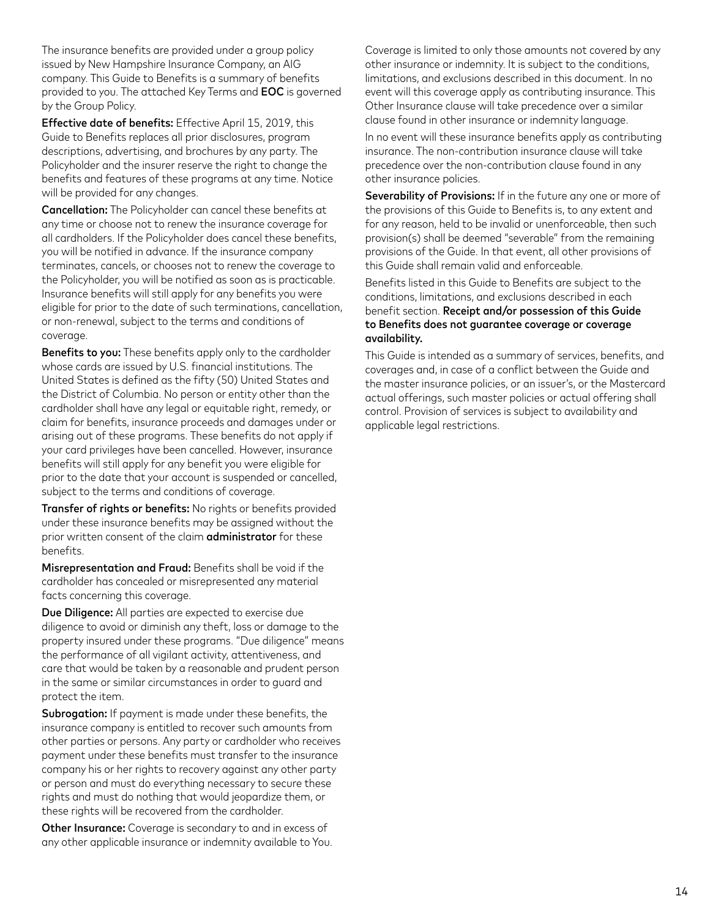The insurance benefits are provided under a group policy issued by New Hampshire Insurance Company, an AIG company. This Guide to Benefits is a summary of benefits provided to you. The attached Key Terms and **EOC** is governed by the Group Policy.

**Effective date of benefits:** Effective April 15, 2019, this Guide to Benefits replaces all prior disclosures, program descriptions, advertising, and brochures by any party. The Policyholder and the insurer reserve the right to change the benefits and features of these programs at any time. Notice will be provided for any changes.

**Cancellation:** The Policyholder can cancel these benefits at any time or choose not to renew the insurance coverage for all cardholders. If the Policyholder does cancel these benefits, you will be notified in advance. If the insurance company terminates, cancels, or chooses not to renew the coverage to the Policyholder, you will be notified as soon as is practicable. Insurance benefits will still apply for any benefits you were eligible for prior to the date of such terminations, cancellation, or non-renewal, subject to the terms and conditions of coverage.

**Benefits to you:** These benefits apply only to the cardholder whose cards are issued by U.S. financial institutions. The United States is defined as the fifty (50) United States and the District of Columbia. No person or entity other than the cardholder shall have any legal or equitable right, remedy, or claim for benefits, insurance proceeds and damages under or arising out of these programs. These benefits do not apply if your card privileges have been cancelled. However, insurance benefits will still apply for any benefit you were eligible for prior to the date that your account is suspended or cancelled, subject to the terms and conditions of coverage.

**Transfer of rights or benefits:** No rights or benefits provided under these insurance benefits may be assigned without the prior written consent of the claim **administrator** for these benefits.

**Misrepresentation and Fraud:** Benefits shall be void if the cardholder has concealed or misrepresented any material facts concerning this coverage.

**Due Diligence:** All parties are expected to exercise due diligence to avoid or diminish any theft, loss or damage to the property insured under these programs. "Due diligence" means the performance of all vigilant activity, attentiveness, and care that would be taken by a reasonable and prudent person in the same or similar circumstances in order to guard and protect the item.

**Subrogation:** If payment is made under these benefits, the insurance company is entitled to recover such amounts from other parties or persons. Any party or cardholder who receives payment under these benefits must transfer to the insurance company his or her rights to recovery against any other party or person and must do everything necessary to secure these rights and must do nothing that would jeopardize them, or these rights will be recovered from the cardholder.

**Other Insurance:** Coverage is secondary to and in excess of any other applicable insurance or indemnity available to You. Coverage is limited to only those amounts not covered by any other insurance or indemnity. It is subject to the conditions, limitations, and exclusions described in this document. In no event will this coverage apply as contributing insurance. This Other Insurance clause will take precedence over a similar clause found in other insurance or indemnity language.

In no event will these insurance benefits apply as contributing insurance. The non-contribution insurance clause will take precedence over the non-contribution clause found in any other insurance policies.

**Severability of Provisions:** If in the future any one or more of the provisions of this Guide to Benefits is, to any extent and for any reason, held to be invalid or unenforceable, then such provision(s) shall be deemed "severable" from the remaining provisions of the Guide. In that event, all other provisions of this Guide shall remain valid and enforceable.

Benefits listed in this Guide to Benefits are subject to the conditions, limitations, and exclusions described in each benefit section. **Receipt and/or possession of this Guide to Benefits does not guarantee coverage or coverage availability.**

This Guide is intended as a summary of services, benefits, and coverages and, in case of a conflict between the Guide and the master insurance policies, or an issuer's, or the Mastercard actual offerings, such master policies or actual offering shall control. Provision of services is subject to availability and applicable legal restrictions.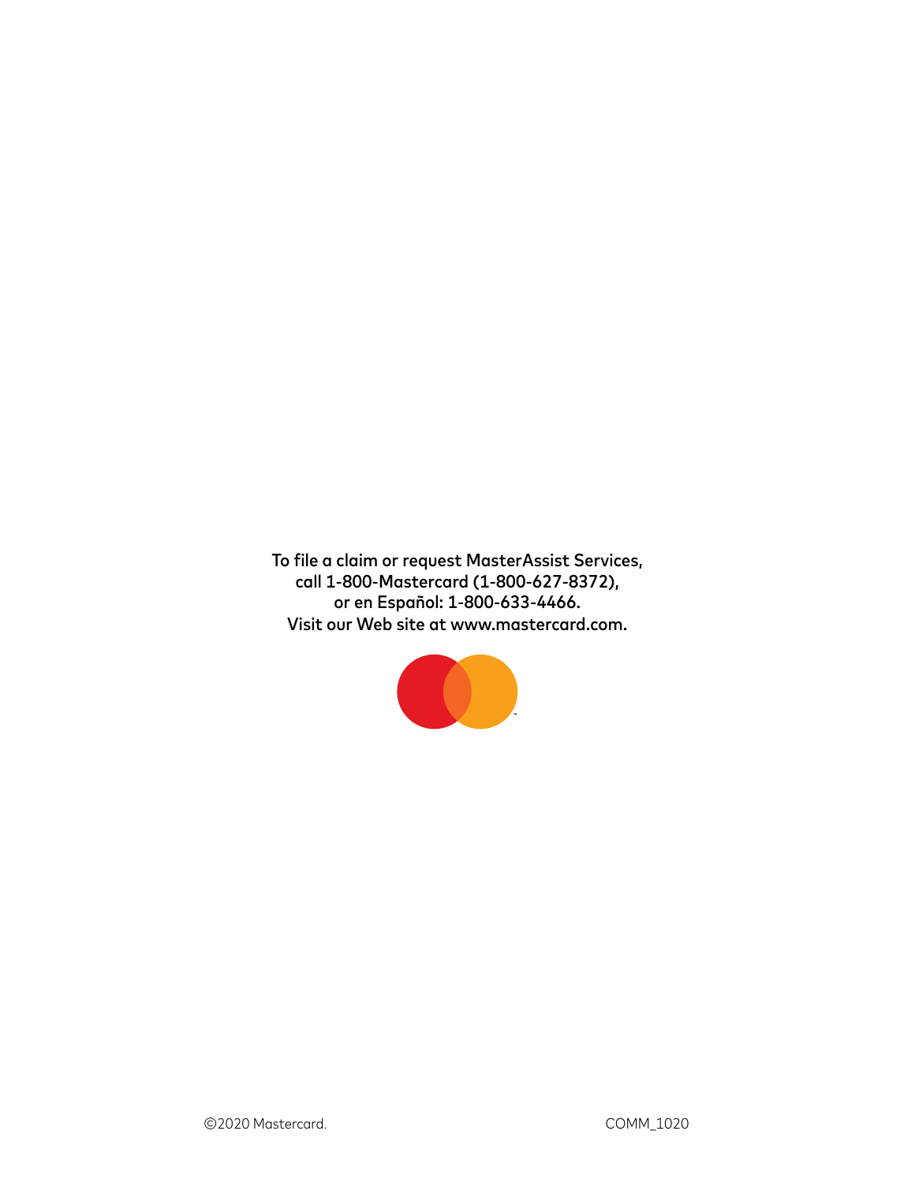**To file a claim or request MasterAssist Services,
call 1-800-Mastercard (1-800-627-8372),
or en Español: 1-800-633-4466.
Visit our Web site at www.mastercard.com.**

©2020 Mastercard.

COMM_1020